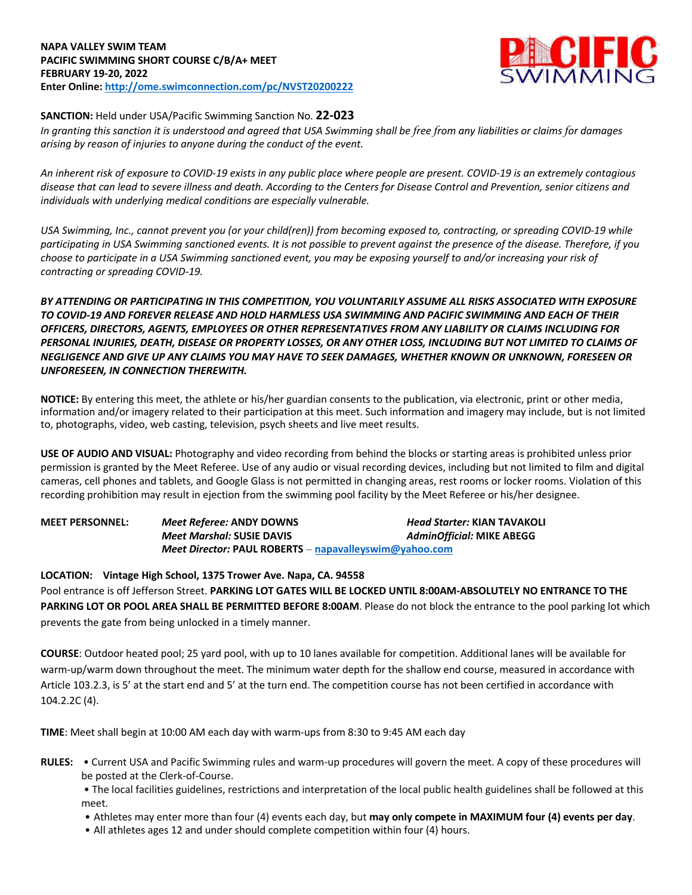**NAPA VALLEY SWIM TEAM**
**PACIFIC SWIMMING SHORT COURSE C/B/A+ MEET**
**FEBRUARY 19-20, 2022**
**Enter Online: [http://ome.swimconnection.com/pc/NVST20200222](http://ome.swimconnection.com/pc/NVST20200222)**

**SANCTION:** Held under USA/Pacific Swimming Sanction No. **22-023**
*In granting this sanction it is understood and agreed that USA Swimming shall be free from any liabilities or claims for damages arising by reason of injuries to anyone during the conduct of the event.*

*An inherent risk of exposure to COVID-19 exists in any public place where people are present. COVID-19 is an extremely contagious disease that can lead to severe illness and death. According to the Centers for Disease Control and Prevention, senior citizens and individuals with underlying medical conditions are especially vulnerable.*

*USA Swimming, Inc., cannot prevent you (or your child(ren)) from becoming exposed to, contracting, or spreading COVID-19 while participating in USA Swimming sanctioned events. It is not possible to prevent against the presence of the disease. Therefore, if you choose to participate in a USA Swimming sanctioned event, you may be exposing yourself to and/or increasing your risk of contracting or spreading COVID-19.*

***BY ATTENDING OR PARTICIPATING IN THIS COMPETITION, YOU VOLUNTARILY ASSUME ALL RISKS ASSOCIATED WITH EXPOSURE TO COVID-19 AND FOREVER RELEASE AND HOLD HARMLESS USA SWIMMING AND PACIFIC SWIMMING AND EACH OF THEIR OFFICERS, DIRECTORS, AGENTS, EMPLOYEES OR OTHER REPRESENTATIVES FROM ANY LIABILITY OR CLAIMS INCLUDING FOR PERSONAL INJURIES, DEATH, DISEASE OR PROPERTY LOSSES, OR ANY OTHER LOSS, INCLUDING BUT NOT LIMITED TO CLAIMS OF NEGLIGENCE AND GIVE UP ANY CLAIMS YOU MAY HAVE TO SEEK DAMAGES, WHETHER KNOWN OR UNKNOWN, FORESEEN OR UNFORESEEN, IN CONNECTION THEREWITH.***

**NOTICE:** By entering this meet, the athlete or his/her guardian consents to the publication, via electronic, print or other media, information and/or imagery related to their participation at this meet. Such information and imagery may include, but is not limited to, photographs, video, web casting, television, psych sheets and live meet results.

**USE OF AUDIO AND VISUAL:** Photography and video recording from behind the blocks or starting areas is prohibited unless prior permission is granted by the Meet Referee. Use of any audio or visual recording devices, including but not limited to film and digital cameras, cell phones and tablets, and Google Glass is not permitted in changing areas, rest rooms or locker rooms. Violation of this recording prohibition may result in ejection from the swimming pool facility by the Meet Referee or his/her designee.

**MEET PERSONNEL:**
*Meet Referee:* **ANDY DOWNS**
*Head Starter:* **KIAN TAVAKOLI**
*Meet Marshal:* **SUSIE DAVIS**
*AdminOfficial:* **MIKE ABEGG**
*Meet Director:* **PAUL ROBERTS** – **[napavalleyswim@yahoo.com](mailto:napavalleyswim@yahoo.com)**

**LOCATION: Vintage High School, 1375 Trower Ave. Napa, CA. 94558**
Pool entrance is off Jefferson Street. **PARKING LOT GATES WILL BE LOCKED UNTIL 8:00AM-ABSOLUTELY NO ENTRANCE TO THE PARKING LOT OR POOL AREA SHALL BE PERMITTED BEFORE 8:00AM**. Please do not block the entrance to the pool parking lot which prevents the gate from being unlocked in a timely manner.

**COURSE**: Outdoor heated pool; 25 yard pool, with up to 10 lanes available for competition. Additional lanes will be available for warm-up/warm down throughout the meet. The minimum water depth for the shallow end course, measured in accordance with Article 103.2.3, is 5' at the start end and 5' at the turn end. The competition course has not been certified in accordance with 104.2.2C (4).

**TIME**: Meet shall begin at 10:00 AM each day with warm-ups from 8:30 to 9:45 AM each day

**RULES:**
- Current USA and Pacific Swimming rules and warm-up procedures will govern the meet. A copy of these procedures will be posted at the Clerk-of-Course.
- The local facilities guidelines, restrictions and interpretation of the local public health guidelines shall be followed at this meet.
- Athletes may enter more than four (4) events each day, but **may only compete in MAXIMUM four (4) events per day**.
- All athletes ages 12 and under should complete competition within four (4) hours.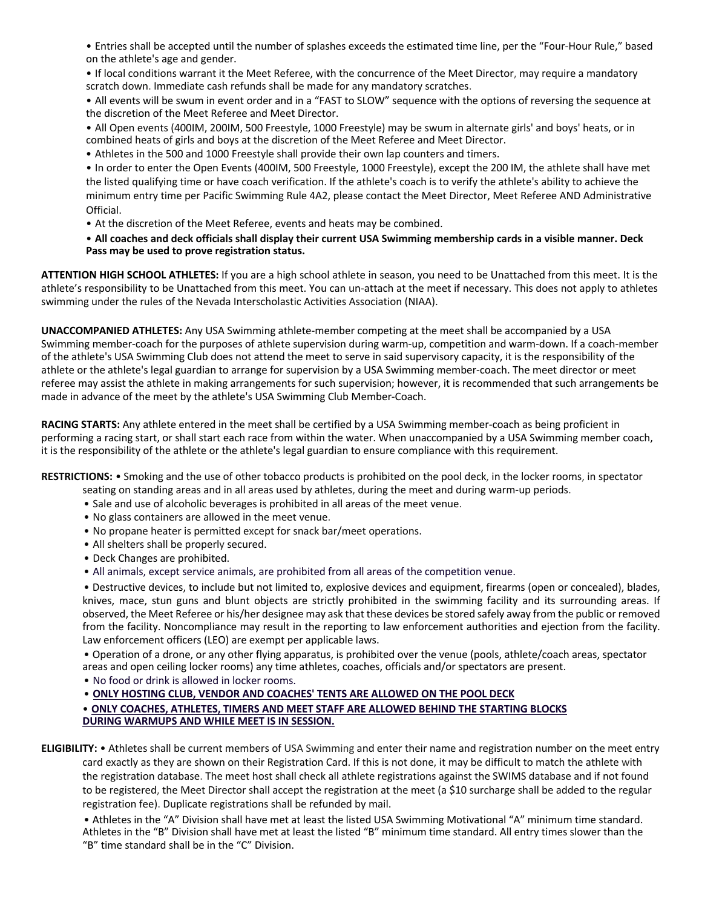- Entries shall be accepted until the number of splashes exceeds the estimated time line, per the "Four-Hour Rule," based on the athlete's age and gender.
- If local conditions warrant it the Meet Referee, with the concurrence of the Meet Director, may require a mandatory scratch down. Immediate cash refunds shall be made for any mandatory scratches.
- All events will be swum in event order and in a "FAST to SLOW" sequence with the options of reversing the sequence at the discretion of the Meet Referee and Meet Director.
- All Open events (400IM, 200IM, 500 Freestyle, 1000 Freestyle) may be swum in alternate girls' and boys' heats, or in combined heats of girls and boys at the discretion of the Meet Referee and Meet Director.
- Athletes in the 500 and 1000 Freestyle shall provide their own lap counters and timers.
- In order to enter the Open Events (400IM, 500 Freestyle, 1000 Freestyle), except the 200 IM, the athlete shall have met the listed qualifying time or have coach verification. If the athlete's coach is to verify the athlete's ability to achieve the minimum entry time per Pacific Swimming Rule 4A2, please contact the Meet Director, Meet Referee AND Administrative Official.
- At the discretion of the Meet Referee, events and heats may be combined.
- **All coaches and deck officials shall display their current USA Swimming membership cards in a visible manner. Deck Pass may be used to prove registration status.**

**ATTENTION HIGH SCHOOL ATHLETES:** If you are a high school athlete in season, you need to be Unattached from this meet. It is the athlete's responsibility to be Unattached from this meet. You can un-attach at the meet if necessary. This does not apply to athletes swimming under the rules of the Nevada Interscholastic Activities Association (NIAA).

**UNACCOMPANIED ATHLETES:** Any USA Swimming athlete-member competing at the meet shall be accompanied by a USA Swimming member-coach for the purposes of athlete supervision during warm-up, competition and warm-down. If a coach-member of the athlete's USA Swimming Club does not attend the meet to serve in said supervisory capacity, it is the responsibility of the athlete or the athlete's legal guardian to arrange for supervision by a USA Swimming member-coach. The meet director or meet referee may assist the athlete in making arrangements for such supervision; however, it is recommended that such arrangements be made in advance of the meet by the athlete's USA Swimming Club Member-Coach.

**RACING STARTS:** Any athlete entered in the meet shall be certified by a USA Swimming member-coach as being proficient in performing a racing start, or shall start each race from within the water. When unaccompanied by a USA Swimming member coach, it is the responsibility of the athlete or the athlete's legal guardian to ensure compliance with this requirement.

**RESTRICTIONS:**
- Smoking and the use of other tobacco products is prohibited on the pool deck, in the locker rooms, in spectator seating on standing areas and in all areas used by athletes, during the meet and during warm-up periods.
- Sale and use of alcoholic beverages is prohibited in all areas of the meet venue.
- No glass containers are allowed in the meet venue.
- No propane heater is permitted except for snack bar/meet operations.
- All shelters shall be properly secured.
- Deck Changes are prohibited.
- All animals, except service animals, are prohibited from all areas of the competition venue.
- Destructive devices, to include but not limited to, explosive devices and equipment, firearms (open or concealed), blades, knives, mace, stun guns and blunt objects are strictly prohibited in the swimming facility and its surrounding areas. If observed, the Meet Referee or his/her designee may ask that these devices be stored safely away from the public or removed from the facility. Noncompliance may result in the reporting to law enforcement authorities and ejection from the facility. Law enforcement officers (LEO) are exempt per applicable laws.
- Operation of a drone, or any other flying apparatus, is prohibited over the venue (pools, athlete/coach areas, spectator areas and open ceiling locker rooms) any time athletes, coaches, officials and/or spectators are present.
- No food or drink is allowed in locker rooms.
- **ONLY HOSTING CLUB, VENDOR AND COACHES' TENTS ARE ALLOWED ON THE POOL DECK**
- **ONLY COACHES, ATHLETES, TIMERS AND MEET STAFF ARE ALLOWED BEHIND THE STARTING BLOCKS DURING WARMUPS AND WHILE MEET IS IN SESSION.**

**ELIGIBILITY:**
- Athletes shall be current members of USA Swimming and enter their name and registration number on the meet entry card exactly as they are shown on their Registration Card. If this is not done, it may be difficult to match the athlete with the registration database. The meet host shall check all athlete registrations against the SWIMS database and if not found to be registered, the Meet Director shall accept the registration at the meet (a $10 surcharge shall be added to the regular registration fee). Duplicate registrations shall be refunded by mail.
- Athletes in the "A" Division shall have met at least the listed USA Swimming Motivational "A" minimum time standard. Athletes in the "B" Division shall have met at least the listed "B" minimum time standard. All entry times slower than the "B" time standard shall be in the "C" Division.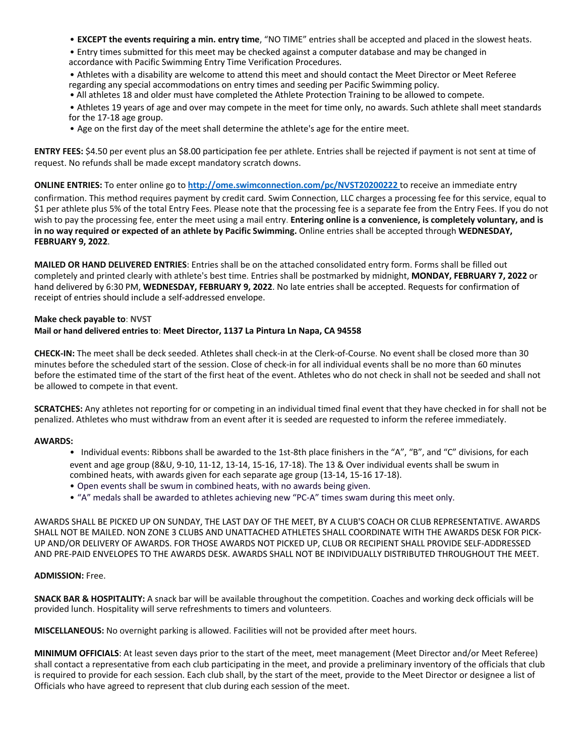- **EXCEPT the events requiring a min. entry time**, "NO TIME" entries shall be accepted and placed in the slowest heats.
- Entry times submitted for this meet may be checked against a computer database and may be changed in accordance with Pacific Swimming Entry Time Verification Procedures.
- Athletes with a disability are welcome to attend this meet and should contact the Meet Director or Meet Referee regarding any special accommodations on entry times and seeding per Pacific Swimming policy.
- All athletes 18 and older must have completed the Athlete Protection Training to be allowed to compete.
- Athletes 19 years of age and over may compete in the meet for time only, no awards. Such athlete shall meet standards for the 17-18 age group.
- Age on the first day of the meet shall determine the athlete's age for the entire meet.

**ENTRY FEES:** $4.50 per event plus an $8.00 participation fee per athlete. Entries shall be rejected if payment is not sent at time of request. No refunds shall be made except mandatory scratch downs.

**ONLINE ENTRIES:** To enter online go to **http://ome.swimconnection.com/pc/NVST20200222** to receive an immediate entry confirmation. This method requires payment by credit card. Swim Connection, LLC charges a processing fee for this service, equal to $1 per athlete plus 5% of the total Entry Fees. Please note that the processing fee is a separate fee from the Entry Fees. If you do not wish to pay the processing fee, enter the meet using a mail entry. **Entering online is a convenience, is completely voluntary, and is in no way required or expected of an athlete by Pacific Swimming.** Online entries shall be accepted through **WEDNESDAY, FEBRUARY 9, 2022**.

**MAILED OR HAND DELIVERED ENTRIES**: Entries shall be on the attached consolidated entry form. Forms shall be filled out completely and printed clearly with athlete's best time. Entries shall be postmarked by midnight, **MONDAY, FEBRUARY 7, 2022** or hand delivered by 6:30 PM, **WEDNESDAY, FEBRUARY 9, 2022**. No late entries shall be accepted. Requests for confirmation of receipt of entries should include a self-addressed envelope.

**Make check payable to**: **NVST**
**Mail or hand delivered entries to**: **Meet Director, 1137 La Pintura Ln Napa, CA 94558**

**CHECK-IN:** The meet shall be deck seeded. Athletes shall check-in at the Clerk-of-Course. No event shall be closed more than 30 minutes before the scheduled start of the session. Close of check-in for all individual events shall be no more than 60 minutes before the estimated time of the start of the first heat of the event. Athletes who do not check in shall not be seeded and shall not be allowed to compete in that event.

**SCRATCHES:** Any athletes not reporting for or competing in an individual timed final event that they have checked in for shall not be penalized. Athletes who must withdraw from an event after it is seeded are requested to inform the referee immediately.

**AWARDS:**

- Individual events: Ribbons shall be awarded to the 1st-8th place finishers in the "A", "B", and "C" divisions, for each event and age group (8&U, 9-10, 11-12, 13-14, 15-16, 17-18). The 13 & Over individual events shall be swum in combined heats, with awards given for each separate age group (13-14, 15-16 17-18).
- Open events shall be swum in combined heats, with no awards being given.
- "A" medals shall be awarded to athletes achieving new "PC-A" times swam during this meet only.

AWARDS SHALL BE PICKED UP ON SUNDAY, THE LAST DAY OF THE MEET, BY A CLUB'S COACH OR CLUB REPRESENTATIVE. AWARDS SHALL NOT BE MAILED. NON ZONE 3 CLUBS AND UNATTACHED ATHLETES SHALL COORDINATE WITH THE AWARDS DESK FOR PICK-UP AND/OR DELIVERY OF AWARDS. FOR THOSE AWARDS NOT PICKED UP, CLUB OR RECIPIENT SHALL PROVIDE SELF-ADDRESSED AND PRE-PAID ENVELOPES TO THE AWARDS DESK. AWARDS SHALL NOT BE INDIVIDUALLY DISTRIBUTED THROUGHOUT THE MEET.

**ADMISSION:** Free.

**SNACK BAR & HOSPITALITY:** A snack bar will be available throughout the competition. Coaches and working deck officials will be provided lunch. Hospitality will serve refreshments to timers and volunteers.

**MISCELLANEOUS:** No overnight parking is allowed. Facilities will not be provided after meet hours.

**MINIMUM OFFICIALS**: At least seven days prior to the start of the meet, meet management (Meet Director and/or Meet Referee) shall contact a representative from each club participating in the meet, and provide a preliminary inventory of the officials that club is required to provide for each session. Each club shall, by the start of the meet, provide to the Meet Director or designee a list of Officials who have agreed to represent that club during each session of the meet.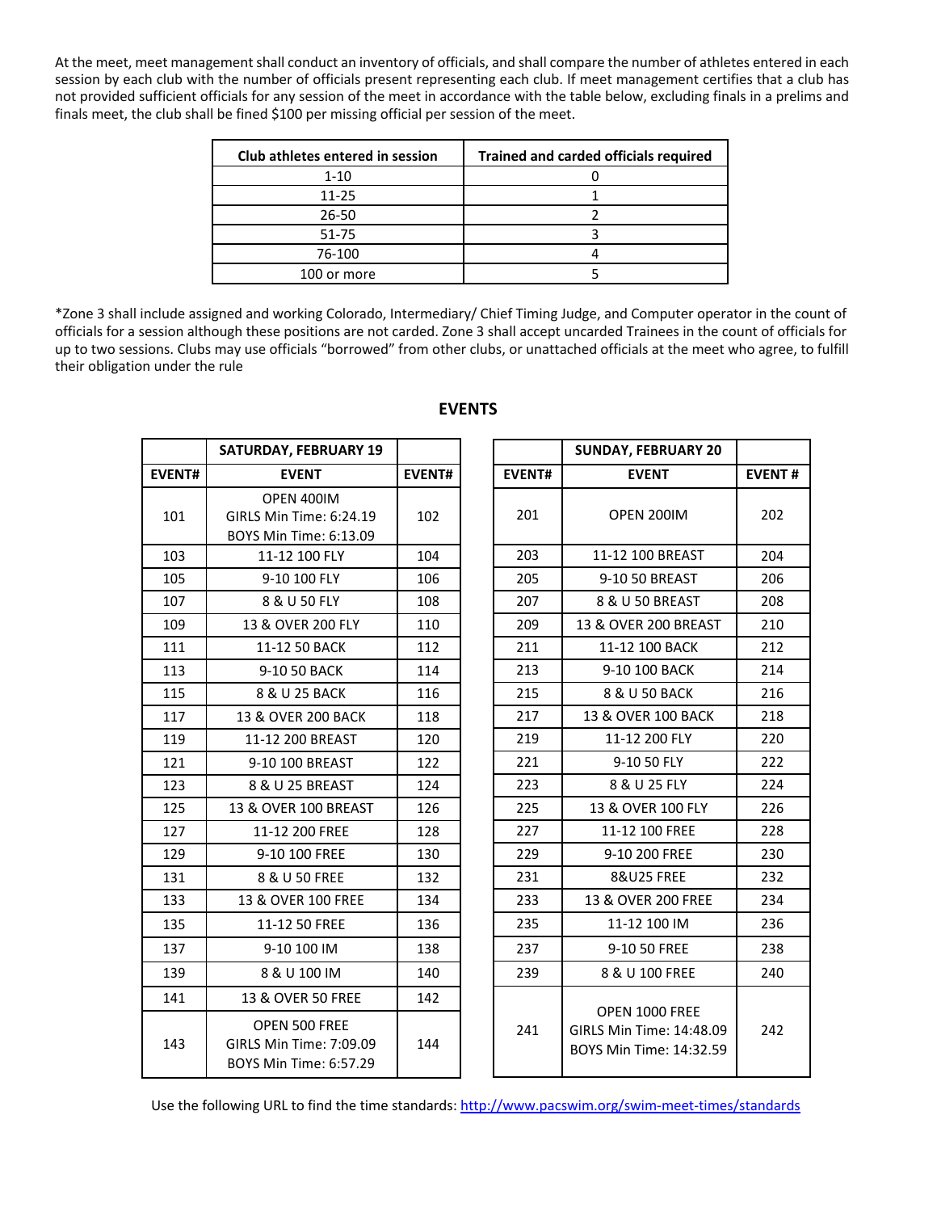At the meet, meet management shall conduct an inventory of officials, and shall compare the number of athletes entered in each session by each club with the number of officials present representing each club. If meet management certifies that a club has not provided sufficient officials for any session of the meet in accordance with the table below, excluding finals in a prelims and finals meet, the club shall be fined $100 per missing official per session of the meet.

| Club athletes entered in session | Trained and carded officials required |
|---|---|
| 1-10 | 0 |
| 11-25 | 1 |
| 26-50 | 2 |
| 51-75 | 3 |
| 76-100 | 4 |
| 100 or more | 5 |

*Zone 3 shall include assigned and working Colorado, Intermediary/ Chief Timing Judge, and Computer operator in the count of officials for a session although these positions are not carded. Zone 3 shall accept uncarded Trainees in the count of officials for up to two sessions. Clubs may use officials "borrowed" from other clubs, or unattached officials at the meet who agree, to fulfill their obligation under the rule

## EVENTS

| | SATURDAY, FEBRUARY 19 | |
|---|---|---|
| EVENT# | EVENT | EVENT# |
| 101 | OPEN 400IM<br>GIRLS Min Time: 6:24.19<br>BOYS Min Time: 6:13.09 | 102 |
| 103 | 11-12 100 FLY | 104 |
| 105 | 9-10 100 FLY | 106 |
| 107 | 8 & U 50 FLY | 108 |
| 109 | 13 & OVER 200 FLY | 110 |
| 111 | 11-12 50 BACK | 112 |
| 113 | 9-10 50 BACK | 114 |
| 115 | 8 & U 25 BACK | 116 |
| 117 | 13 & OVER 200 BACK | 118 |
| 119 | 11-12 200 BREAST | 120 |
| 121 | 9-10 100 BREAST | 122 |
| 123 | 8 & U 25 BREAST | 124 |
| 125 | 13 & OVER 100 BREAST | 126 |
| 127 | 11-12 200 FREE | 128 |
| 129 | 9-10 100 FREE | 130 |
| 131 | 8 & U 50 FREE | 132 |
| 133 | 13 & OVER 100 FREE | 134 |
| 135 | 11-12 50 FREE | 136 |
| 137 | 9-10 100 IM | 138 |
| 139 | 8 & U 100 IM | 140 |
| 141 | 13 & OVER 50 FREE | 142 |
| 143 | OPEN 500 FREE<br>GIRLS Min Time: 7:09.09<br>BOYS Min Time: 6:57.29 | 144 |

| | SUNDAY, FEBRUARY 20 | |
|---|---|---|
| EVENT# | EVENT | EVENT # |
| 201 | OPEN 200IM | 202 |
| 203 | 11-12 100 BREAST | 204 |
| 205 | 9-10 50 BREAST | 206 |
| 207 | 8 & U 50 BREAST | 208 |
| 209 | 13 & OVER 200 BREAST | 210 |
| 211 | 11-12 100 BACK | 212 |
| 213 | 9-10 100 BACK | 214 |
| 215 | 8 & U 50 BACK | 216 |
| 217 | 13 & OVER 100 BACK | 218 |
| 219 | 11-12 200 FLY | 220 |
| 221 | 9-10 50 FLY | 222 |
| 223 | 8 & U 25 FLY | 224 |
| 225 | 13 & OVER 100 FLY | 226 |
| 227 | 11-12 100 FREE | 228 |
| 229 | 9-10 200 FREE | 230 |
| 231 | 8&U25 FREE | 232 |
| 233 | 13 & OVER 200 FREE | 234 |
| 235 | 11-12 100 IM | 236 |
| 237 | 9-10 50 FREE | 238 |
| 239 | 8 & U 100 FREE | 240 |
| 241 | OPEN 1000 FREE<br>GIRLS Min Time: 14:48.09<br>BOYS Min Time: 14:32.59 | 242 |

Use the following URL to find the time standards: http://www.pacswim.org/swim-meet-times/standards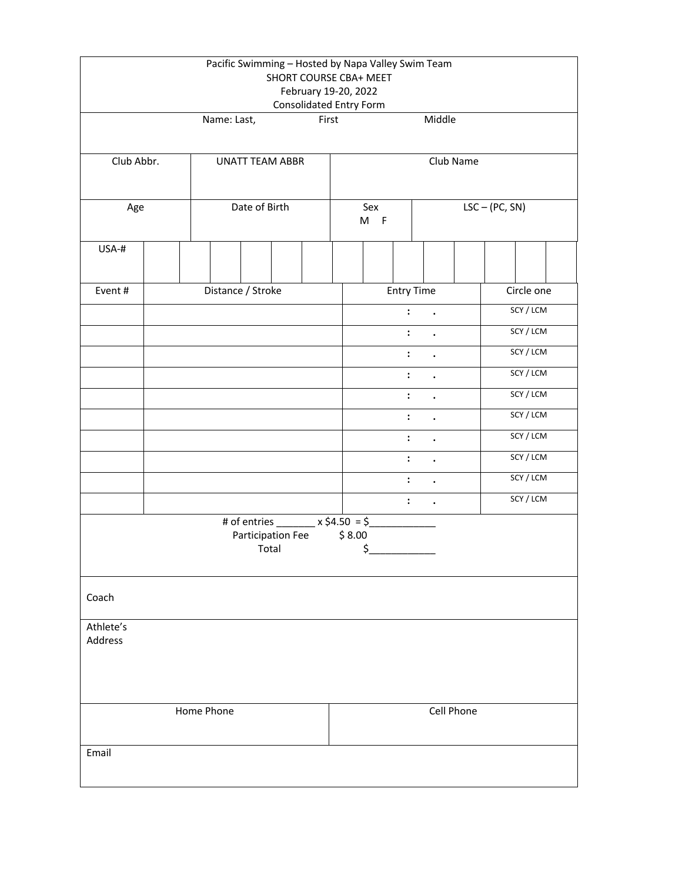Pacific Swimming – Hosted by Napa Valley Swim Team
SHORT COURSE CBA+ MEET
February 19-20, 2022
Consolidated Entry Form

| Name: Last, | First | Middle |
|---|---|---|
| | | |

| Club Abbr. | UNATT TEAM ABBR | Club Name |
|---|---|---|
| | | |

| Age | Date of Birth | Sex M F | LSC – (PC, SN) |
|---|---|---|---|
| | | | |

| USA-# | | | | | | | | | | | | | | |
|---|---|---|---|---|---|---|---|---|---|---|---|---|---|---|

| Event # | Distance / Stroke | Entry Time | Circle one |
|---|---|---|---|
| | | : . | SCY / LCM |
| | | : . | SCY / LCM |
| | | : . | SCY / LCM |
| | | : . | SCY / LCM |
| | | : . | SCY / LCM |
| | | : . | SCY / LCM |
| | | : . | SCY / LCM |
| | | : . | SCY / LCM |
| | | : . | SCY / LCM |
| | | : . | SCY / LCM |

# of entries _______ x $4.50 = $____________
Participation Fee $ 8.00
Total $____________

Coach

Athlete's Address

| Home Phone | Cell Phone |
|---|---|
| | |

Email